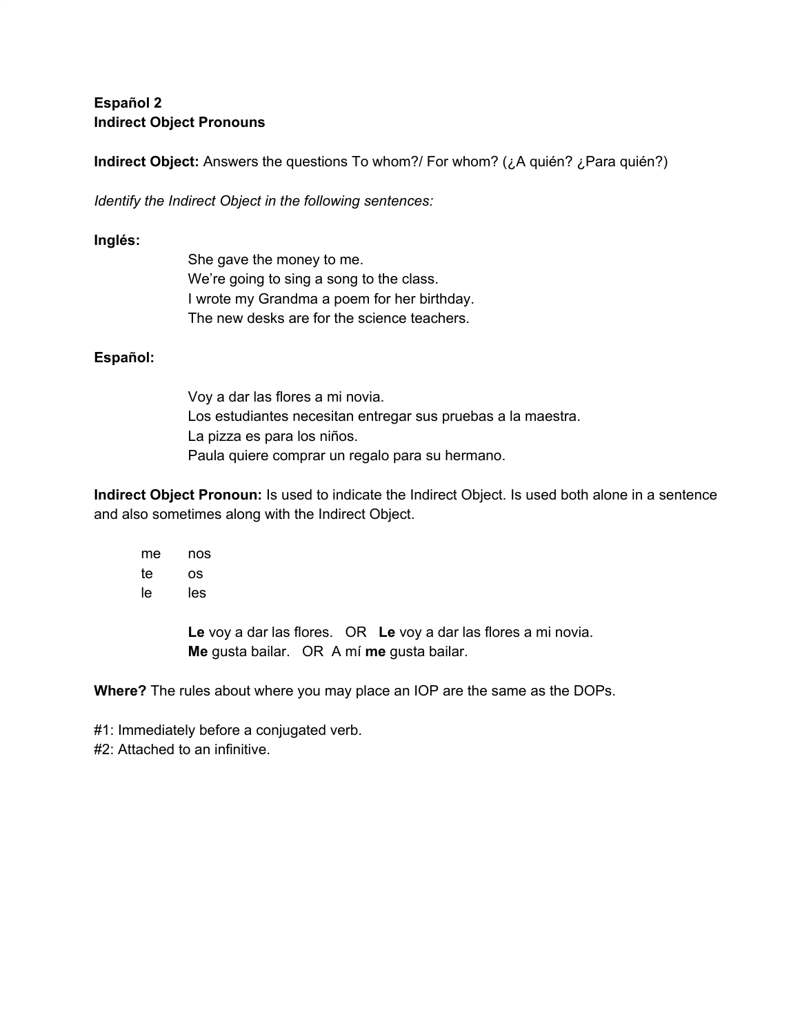**Español 2**
**Indirect Object Pronouns**

**Indirect Object:** Answers the questions To whom?/ For whom? (¿A quién? ¿Para quién?)

*Identify the Indirect Object in the following sentences:*

**Inglés:**

She gave the money to me.
We're going to sing a song to the class.
I wrote my Grandma a poem for her birthday.
The new desks are for the science teachers.

**Español:**

Voy a dar las flores a mi novia.
Los estudiantes necesitan entregar sus pruebas a la maestra.
La pizza es para los niños.
Paula quiere comprar un regalo para su hermano.

**Indirect Object Pronoun:** Is used to indicate the Indirect Object. Is used both alone in a sentence and also sometimes along with the Indirect Object.

| | |
|---|---|
| me | nos |
| te | os |
| le | les |

**Le** voy a dar las flores. OR **Le** voy a dar las flores a mi novia.
**Me** gusta bailar. OR A mí **me** gusta bailar.

**Where?** The rules about where you may place an IOP are the same as the DOPs.

#1: Immediately before a conjugated verb.
#2: Attached to an infinitive.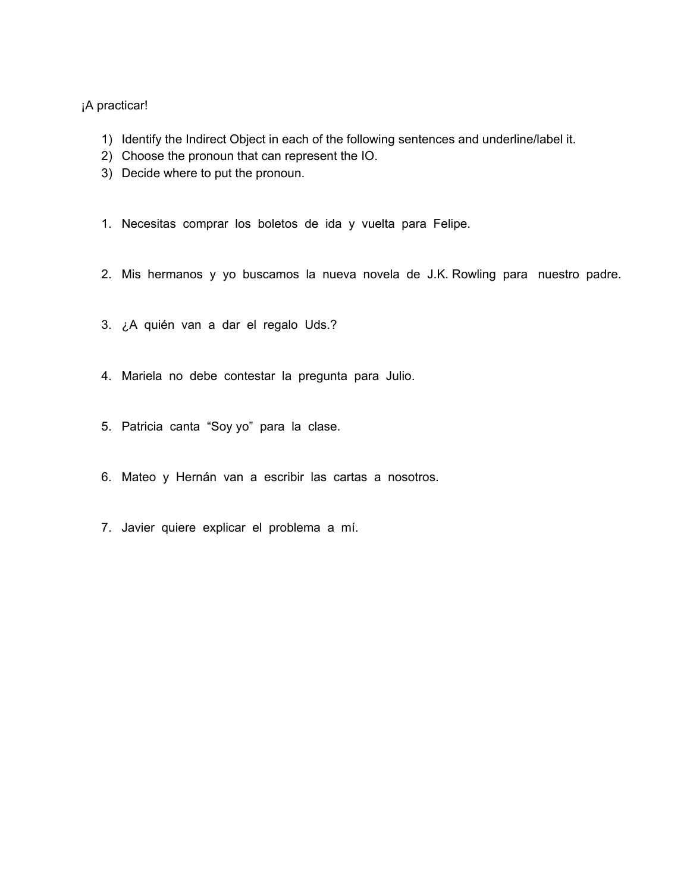¡A practicar!

1) Identify the Indirect Object in each of the following sentences and underline/label it.
2) Choose the pronoun that can represent the IO.
3) Decide where to put the pronoun.

1. Necesitas comprar los boletos de ida y vuelta para Felipe.

2. Mis hermanos y yo buscamos la nueva novela de J.K. Rowling para nuestro padre.

3. ¿A quién van a dar el regalo Uds.?

4. Mariela no debe contestar la pregunta para Julio.

5. Patricia canta "Soy yo" para la clase.

6. Mateo y Hernán van a escribir las cartas a nosotros.

7. Javier quiere explicar el problema a mí.